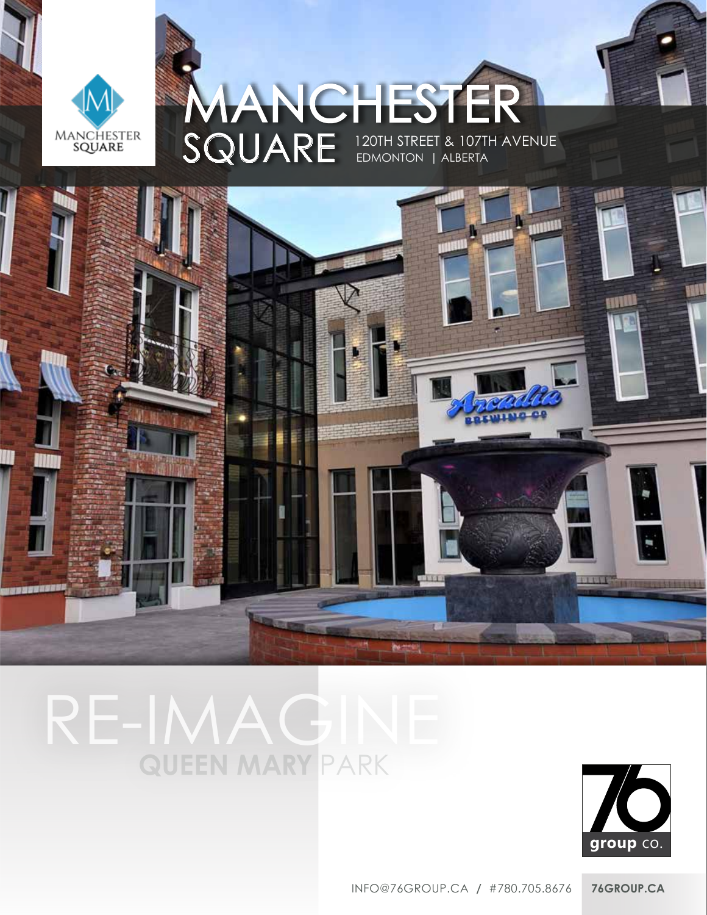# MANCHESTER SQUARE

120TH STREET & 107TH AVENUE
EDMONTON | ALBERTA

## RE-IMAGINE
**QUEEN MARY** PARK

INFO@76GROUP.CA / #780.705.8676 **76GROUP.CA**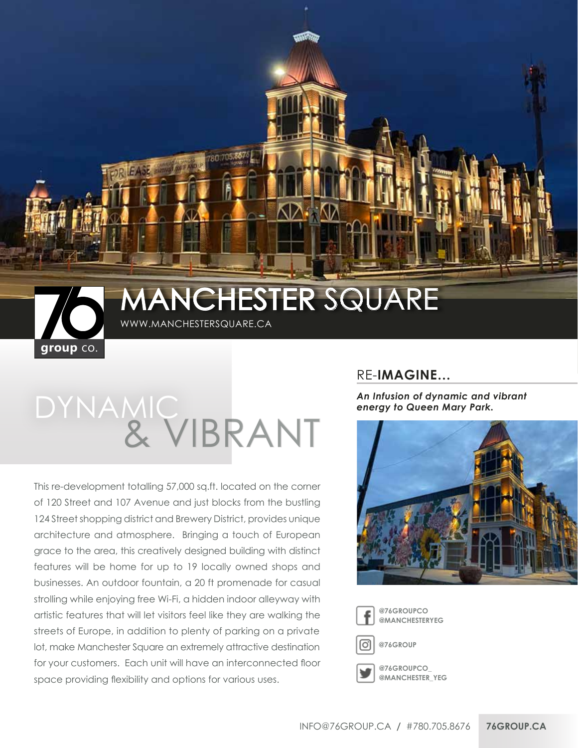# MANCHESTER SQUARE

WWW.MANCHESTERSQUARE.CA

## DYNAMIC & VIBRANT

This re-development totalling 57,000 sq.ft. located on the corner of 120 Street and 107 Avenue and just blocks from the bustling 124 Street shopping district and Brewery District, provides unique architecture and atmosphere. Bringing a touch of European grace to the area, this creatively designed building with distinct features will be home for up to 19 locally owned shops and businesses. An outdoor fountain, a 20 ft promenade for casual strolling while enjoying free Wi-Fi, a hidden indoor alleyway with artistic features that will let visitors feel like they are walking the streets of Europe, in addition to plenty of parking on a private lot, make Manchester Square an extremely attractive destination for your customers. Each unit will have an interconnected floor space providing flexibility and options for various uses.

## RE-**IMAGINE...**

***An Infusion of dynamic and vibrant energy to Queen Mary Park.***

@76GROUPCO
@MANCHESTERYEG

@76GROUP

@76GROUPCO_
@MANCHESTER_YEG

INFO@76GROUP.CA / #780.705.8676 **76GROUP.CA**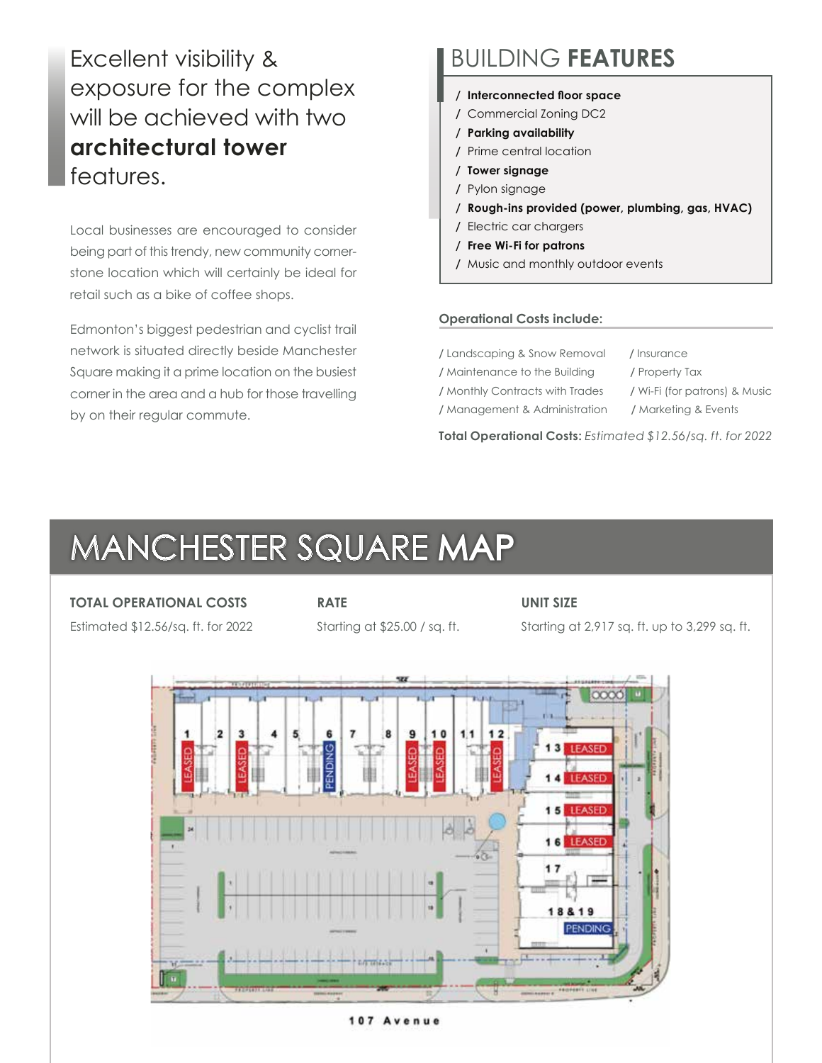Excellent visibility & exposure for the complex will be achieved with two **architectural tower** features.

Local businesses are encouraged to consider being part of this trendy, new community corner-stone location which will certainly be ideal for retail such as a bike of coffee shops.

Edmonton's biggest pedestrian and cyclist trail network is situated directly beside Manchester Square making it a prime location on the busiest corner in the area and a hub for those travelling by on their regular commute.

## BUILDING **FEATURES**

- / **Interconnected floor space**
- / Commercial Zoning DC2
- / **Parking availability**
- / Prime central location
- / **Tower signage**
- / Pylon signage
- / **Rough-ins provided (power, plumbing, gas, HVAC)**
- / Electric car chargers
- / **Free Wi-Fi for patrons**
- / Music and monthly outdoor events

**Operational Costs include:**

/ Landscaping & Snow Removal
/ Maintenance to the Building
/ Monthly Contracts with Trades
/ Management & Administration
/ Insurance
/ Property Tax
/ Wi-Fi (for patrons) & Music
/ Marketing & Events

**Total Operational Costs:** *Estimated $12.56/sq. ft. for 2022*

# MANCHESTER SQUARE MAP

**TOTAL OPERATIONAL COSTS**
Estimated $12.56/sq. ft. for 2022

**RATE**
Starting at $25.00 / sq. ft.

**UNIT SIZE**
Starting at 2,917 sq. ft. up to 3,299 sq. ft.

1 LEASED
2
3 LEASED
4
5
6 PENDING
7
8
9 LEASED
10 LEASED
11
12 LEASED
13 LEASED
14 LEASED
15 LEASED
16 LEASED
17
18 & 19 PENDING

107 Avenue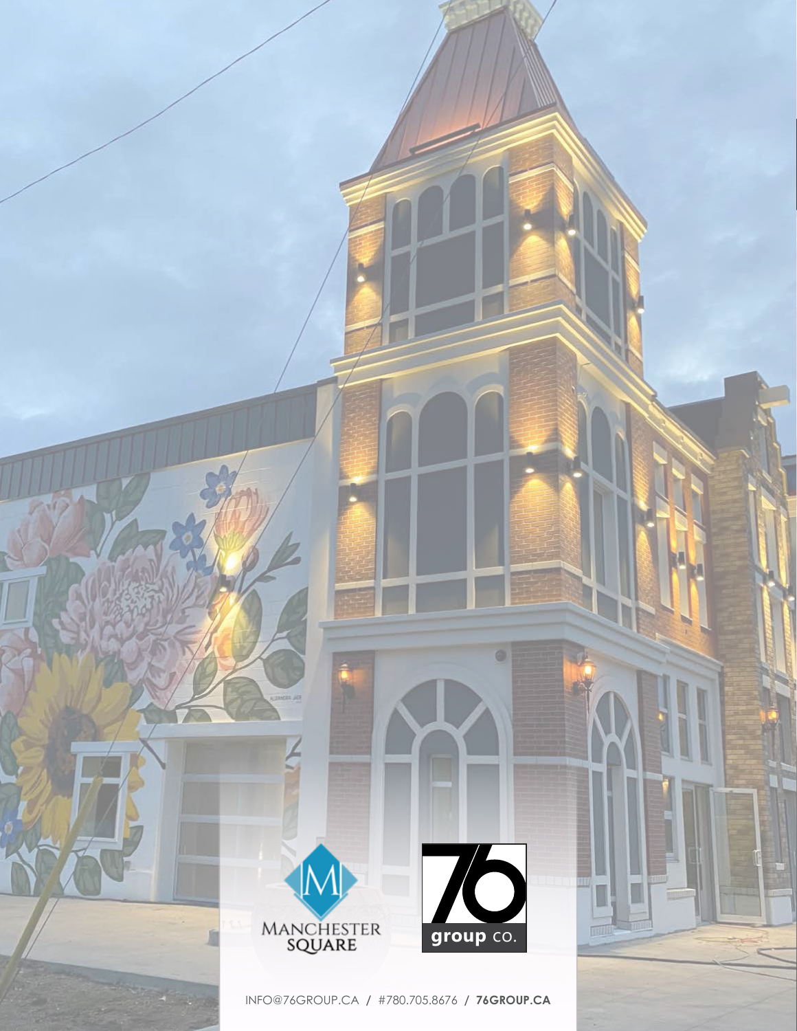MANCHESTER SQUARE

76 group CO.

INFO@76GROUP.CA / #780.705.8676 / **76GROUP.CA**